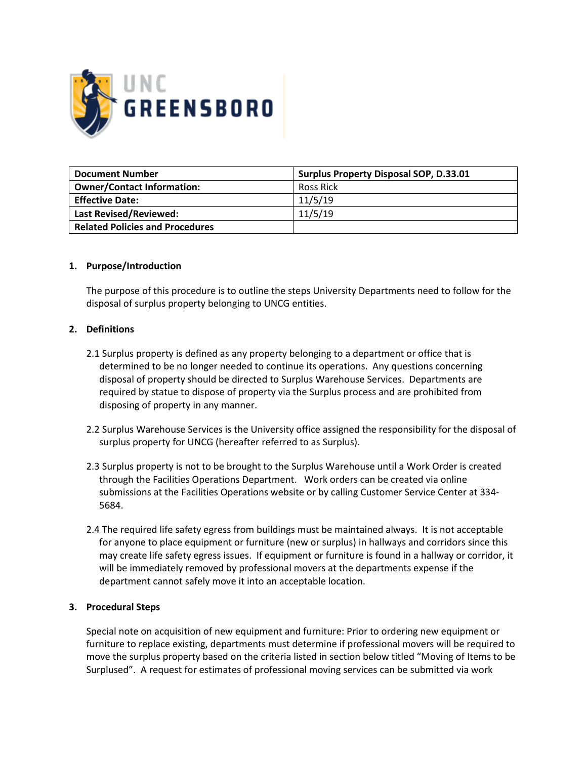| Document Number | Surplus Property Disposal SOP, D.33.01 |
|---|---|
| Owner/Contact Information: | Ross Rick |
| Effective Date: | 11/5/19 |
| Last Revised/Reviewed: | 11/5/19 |
| Related Policies and Procedures | |

## 1. Purpose/Introduction

The purpose of this procedure is to outline the steps University Departments need to follow for the disposal of surplus property belonging to UNCG entities.

## 2. Definitions

2.1 Surplus property is defined as any property belonging to a department or office that is determined to be no longer needed to continue its operations. Any questions concerning disposal of property should be directed to Surplus Warehouse Services. Departments are required by statue to dispose of property via the Surplus process and are prohibited from disposing of property in any manner.

2.2 Surplus Warehouse Services is the University office assigned the responsibility for the disposal of surplus property for UNCG (hereafter referred to as Surplus).

2.3 Surplus property is not to be brought to the Surplus Warehouse until a Work Order is created through the Facilities Operations Department. Work orders can be created via online submissions at the Facilities Operations website or by calling Customer Service Center at 334-5684.

2.4 The required life safety egress from buildings must be maintained always. It is not acceptable for anyone to place equipment or furniture (new or surplus) in hallways and corridors since this may create life safety egress issues. If equipment or furniture is found in a hallway or corridor, it will be immediately removed by professional movers at the departments expense if the department cannot safely move it into an acceptable location.

## 3. Procedural Steps

Special note on acquisition of new equipment and furniture: Prior to ordering new equipment or furniture to replace existing, departments must determine if professional movers will be required to move the surplus property based on the criteria listed in section below titled "Moving of Items to be Surplused". A request for estimates of professional moving services can be submitted via work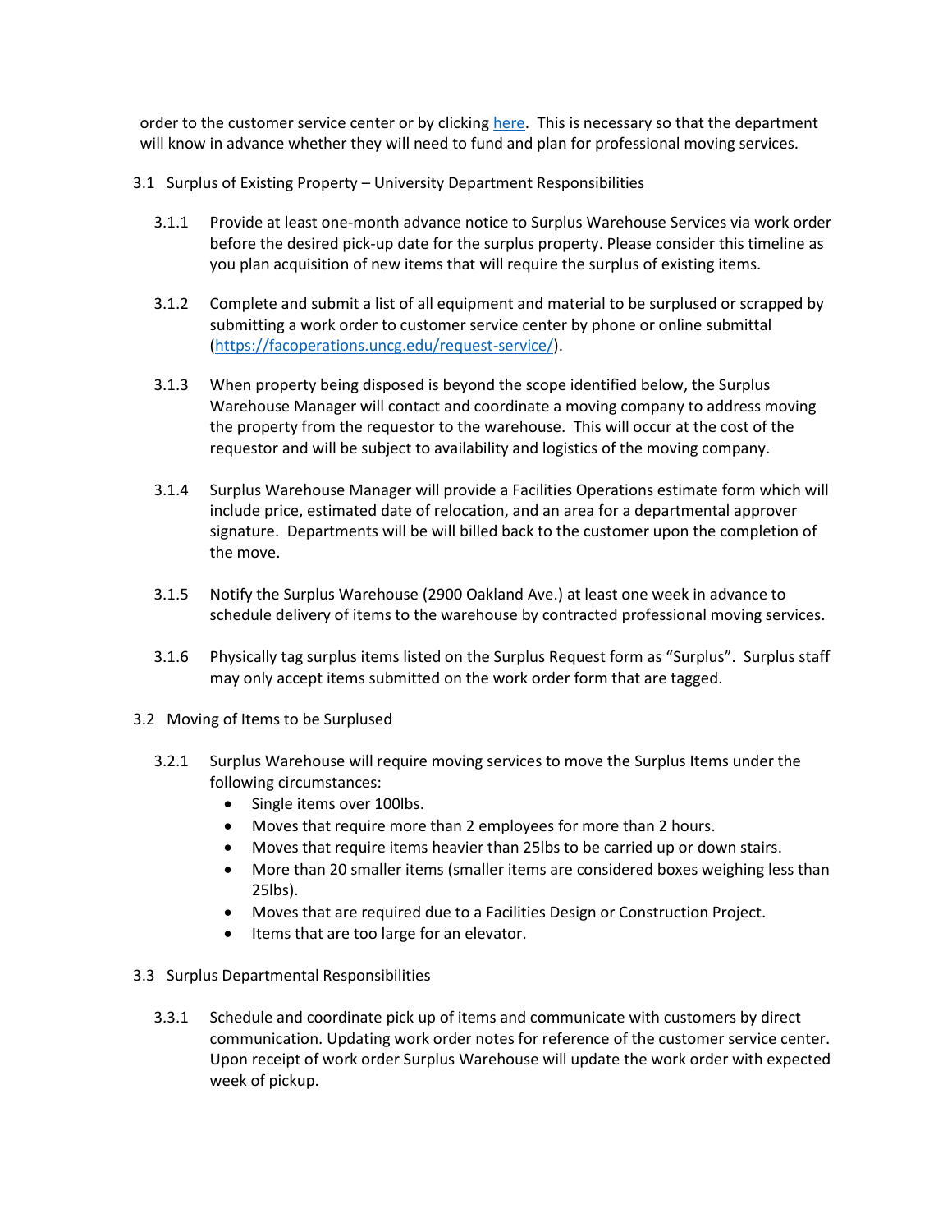order to the customer service center or by clicking [here](). This is necessary so that the department will know in advance whether they will need to fund and plan for professional moving services.

## 3.1 Surplus of Existing Property – University Department Responsibilities

3.1.1 Provide at least one-month advance notice to Surplus Warehouse Services via work order before the desired pick-up date for the surplus property. Please consider this timeline as you plan acquisition of new items that will require the surplus of existing items.

3.1.2 Complete and submit a list of all equipment and material to be surplused or scrapped by submitting a work order to customer service center by phone or online submittal (https://facoperations.uncg.edu/request-service/).

3.1.3 When property being disposed is beyond the scope identified below, the Surplus Warehouse Manager will contact and coordinate a moving company to address moving the property from the requestor to the warehouse. This will occur at the cost of the requestor and will be subject to availability and logistics of the moving company.

3.1.4 Surplus Warehouse Manager will provide a Facilities Operations estimate form which will include price, estimated date of relocation, and an area for a departmental approver signature. Departments will be will billed back to the customer upon the completion of the move.

3.1.5 Notify the Surplus Warehouse (2900 Oakland Ave.) at least one week in advance to schedule delivery of items to the warehouse by contracted professional moving services.

3.1.6 Physically tag surplus items listed on the Surplus Request form as "Surplus". Surplus staff may only accept items submitted on the work order form that are tagged.

## 3.2 Moving of Items to be Surplused

3.2.1 Surplus Warehouse will require moving services to move the Surplus Items under the following circumstances:

- Single items over 100lbs.
- Moves that require more than 2 employees for more than 2 hours.
- Moves that require items heavier than 25lbs to be carried up or down stairs.
- More than 20 smaller items (smaller items are considered boxes weighing less than 25lbs).
- Moves that are required due to a Facilities Design or Construction Project.
- Items that are too large for an elevator.

## 3.3 Surplus Departmental Responsibilities

3.3.1 Schedule and coordinate pick up of items and communicate with customers by direct communication. Updating work order notes for reference of the customer service center. Upon receipt of work order Surplus Warehouse will update the work order with expected week of pickup.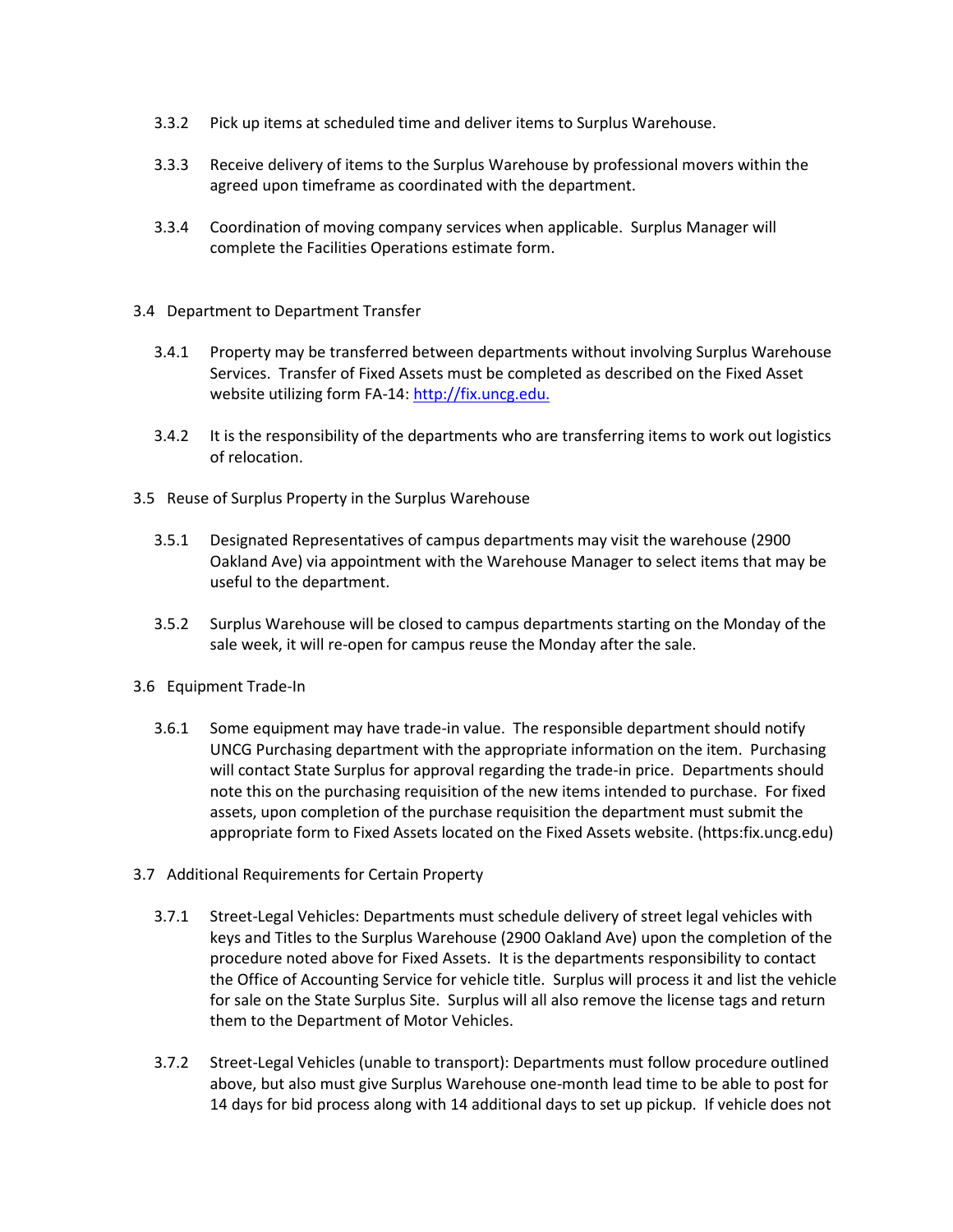3.3.2 Pick up items at scheduled time and deliver items to Surplus Warehouse.

3.3.3 Receive delivery of items to the Surplus Warehouse by professional movers within the agreed upon timeframe as coordinated with the department.

3.3.4 Coordination of moving company services when applicable. Surplus Manager will complete the Facilities Operations estimate form.

3.4 Department to Department Transfer

3.4.1 Property may be transferred between departments without involving Surplus Warehouse Services. Transfer of Fixed Assets must be completed as described on the Fixed Asset website utilizing form FA-14: [http://fix.uncg.edu.](http://fix.uncg.edu.)

3.4.2 It is the responsibility of the departments who are transferring items to work out logistics of relocation.

3.5 Reuse of Surplus Property in the Surplus Warehouse

3.5.1 Designated Representatives of campus departments may visit the warehouse (2900 Oakland Ave) via appointment with the Warehouse Manager to select items that may be useful to the department.

3.5.2 Surplus Warehouse will be closed to campus departments starting on the Monday of the sale week, it will re-open for campus reuse the Monday after the sale.

3.6 Equipment Trade-In

3.6.1 Some equipment may have trade-in value. The responsible department should notify UNCG Purchasing department with the appropriate information on the item. Purchasing will contact State Surplus for approval regarding the trade-in price. Departments should note this on the purchasing requisition of the new items intended to purchase. For fixed assets, upon completion of the purchase requisition the department must submit the appropriate form to Fixed Assets located on the Fixed Assets website. (https:fix.uncg.edu)

3.7 Additional Requirements for Certain Property

3.7.1 Street-Legal Vehicles: Departments must schedule delivery of street legal vehicles with keys and Titles to the Surplus Warehouse (2900 Oakland Ave) upon the completion of the procedure noted above for Fixed Assets. It is the departments responsibility to contact the Office of Accounting Service for vehicle title. Surplus will process it and list the vehicle for sale on the State Surplus Site. Surplus will all also remove the license tags and return them to the Department of Motor Vehicles.

3.7.2 Street-Legal Vehicles (unable to transport): Departments must follow procedure outlined above, but also must give Surplus Warehouse one-month lead time to be able to post for 14 days for bid process along with 14 additional days to set up pickup. If vehicle does not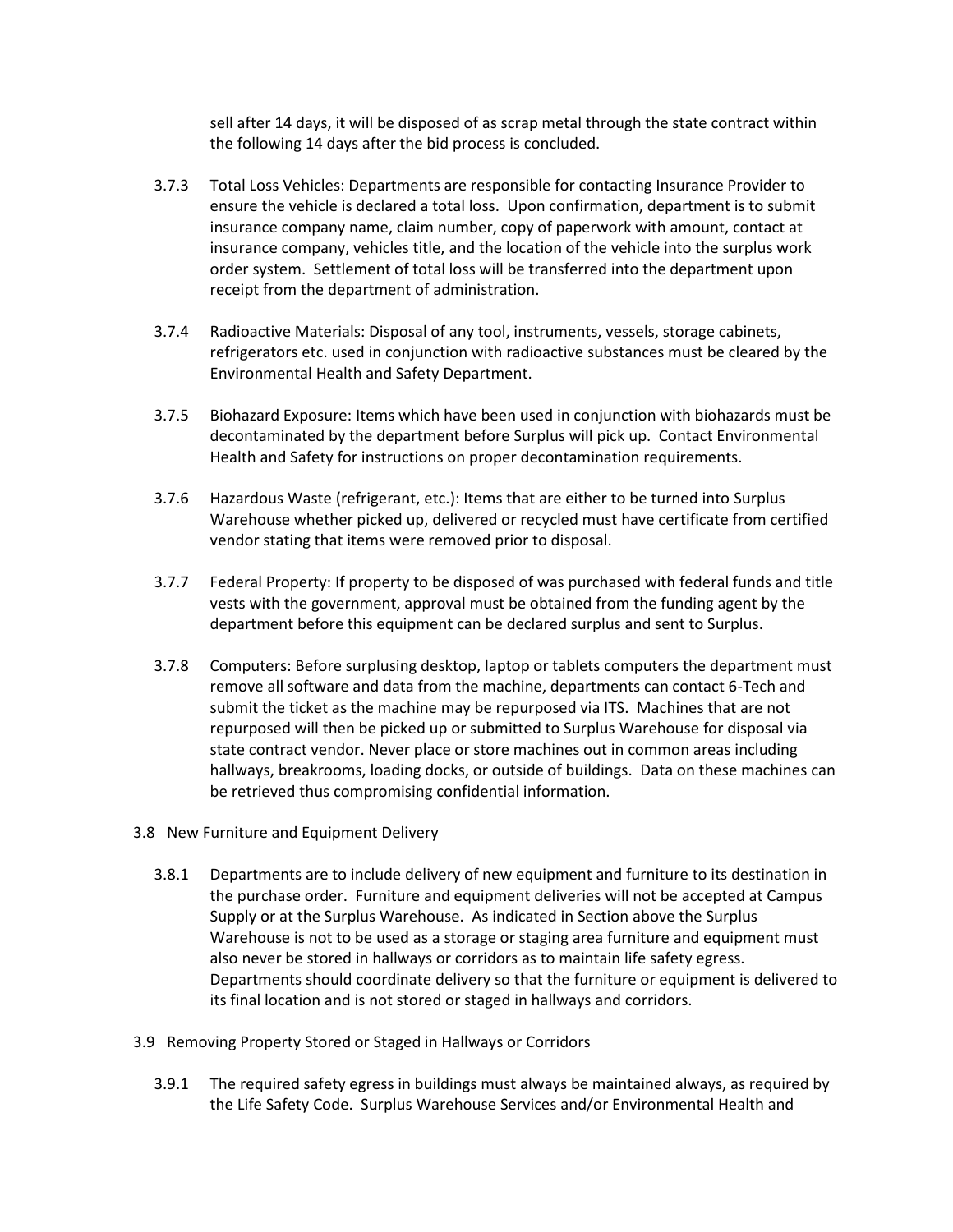sell after 14 days, it will be disposed of as scrap metal through the state contract within the following 14 days after the bid process is concluded.

3.7.3 Total Loss Vehicles: Departments are responsible for contacting Insurance Provider to ensure the vehicle is declared a total loss. Upon confirmation, department is to submit insurance company name, claim number, copy of paperwork with amount, contact at insurance company, vehicles title, and the location of the vehicle into the surplus work order system. Settlement of total loss will be transferred into the department upon receipt from the department of administration.

3.7.4 Radioactive Materials: Disposal of any tool, instruments, vessels, storage cabinets, refrigerators etc. used in conjunction with radioactive substances must be cleared by the Environmental Health and Safety Department.

3.7.5 Biohazard Exposure: Items which have been used in conjunction with biohazards must be decontaminated by the department before Surplus will pick up. Contact Environmental Health and Safety for instructions on proper decontamination requirements.

3.7.6 Hazardous Waste (refrigerant, etc.): Items that are either to be turned into Surplus Warehouse whether picked up, delivered or recycled must have certificate from certified vendor stating that items were removed prior to disposal.

3.7.7 Federal Property: If property to be disposed of was purchased with federal funds and title vests with the government, approval must be obtained from the funding agent by the department before this equipment can be declared surplus and sent to Surplus.

3.7.8 Computers: Before surplusing desktop, laptop or tablets computers the department must remove all software and data from the machine, departments can contact 6-Tech and submit the ticket as the machine may be repurposed via ITS. Machines that are not repurposed will then be picked up or submitted to Surplus Warehouse for disposal via state contract vendor. Never place or store machines out in common areas including hallways, breakrooms, loading docks, or outside of buildings. Data on these machines can be retrieved thus compromising confidential information.

3.8 New Furniture and Equipment Delivery

3.8.1 Departments are to include delivery of new equipment and furniture to its destination in the purchase order. Furniture and equipment deliveries will not be accepted at Campus Supply or at the Surplus Warehouse. As indicated in Section above the Surplus Warehouse is not to be used as a storage or staging area furniture and equipment must also never be stored in hallways or corridors as to maintain life safety egress. Departments should coordinate delivery so that the furniture or equipment is delivered to its final location and is not stored or staged in hallways and corridors.

3.9 Removing Property Stored or Staged in Hallways or Corridors

3.9.1 The required safety egress in buildings must always be maintained always, as required by the Life Safety Code. Surplus Warehouse Services and/or Environmental Health and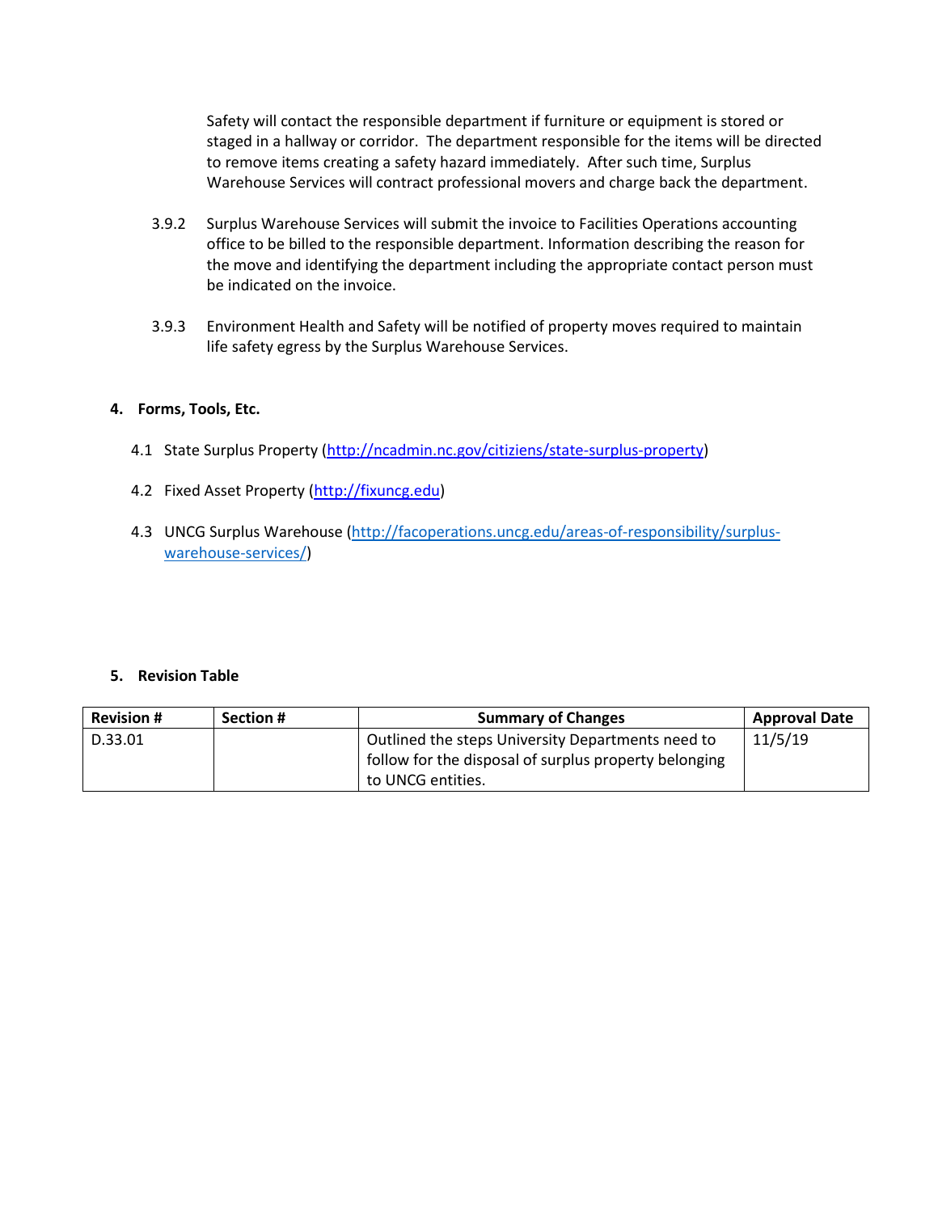Safety will contact the responsible department if furniture or equipment is stored or staged in a hallway or corridor. The department responsible for the items will be directed to remove items creating a safety hazard immediately. After such time, Surplus Warehouse Services will contract professional movers and charge back the department.

3.9.2 Surplus Warehouse Services will submit the invoice to Facilities Operations accounting office to be billed to the responsible department. Information describing the reason for the move and identifying the department including the appropriate contact person must be indicated on the invoice.

3.9.3 Environment Health and Safety will be notified of property moves required to maintain life safety egress by the Surplus Warehouse Services.

## 4. Forms, Tools, Etc.

4.1 State Surplus Property (http://ncadmin.nc.gov/citiziens/state-surplus-property)

4.2 Fixed Asset Property (http://fixuncg.edu)

4.3 UNCG Surplus Warehouse (http://facoperations.uncg.edu/areas-of-responsibility/surplus-warehouse-services/)

## 5. Revision Table

| Revision # | Section # | Summary of Changes | Approval Date |
|---|---|---|---|
| D.33.01 | | Outlined the steps University Departments need to follow for the disposal of surplus property belonging to UNCG entities. | 11/5/19 |